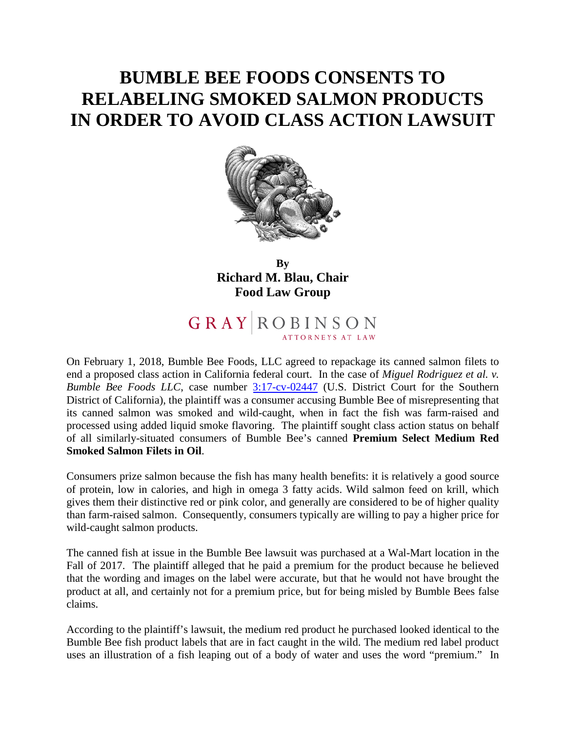# BUMBLE BEE FOODS CONSENTS TO RELABELING SMOKED SALMON PRODUCTS IN ORDER TO AVOID CLASS ACTION LAWSUIT

**By**
**Richard M. Blau, Chair**
**Food Law Group**

GRAY | ROBINSON
ATTORNEYS AT LAW

On February 1, 2018, Bumble Bee Foods, LLC agreed to repackage its canned salmon filets to end a proposed class action in California federal court. In the case of *Miguel Rodriguez et al. v. Bumble Bee Foods LLC*, case number 3:17-cv-02447 (U.S. District Court for the Southern District of California), the plaintiff was a consumer accusing Bumble Bee of misrepresenting that its canned salmon was smoked and wild-caught, when in fact the fish was farm-raised and processed using added liquid smoke flavoring. The plaintiff sought class action status on behalf of all similarly-situated consumers of Bumble Bee's canned **Premium Select Medium Red Smoked Salmon Filets in Oil**.

Consumers prize salmon because the fish has many health benefits: it is relatively a good source of protein, low in calories, and high in omega 3 fatty acids. Wild salmon feed on krill, which gives them their distinctive red or pink color, and generally are considered to be of higher quality than farm-raised salmon. Consequently, consumers typically are willing to pay a higher price for wild-caught salmon products.

The canned fish at issue in the Bumble Bee lawsuit was purchased at a Wal-Mart location in the Fall of 2017. The plaintiff alleged that he paid a premium for the product because he believed that the wording and images on the label were accurate, but that he would not have brought the product at all, and certainly not for a premium price, but for being misled by Bumble Bees false claims.

According to the plaintiff's lawsuit, the medium red product he purchased looked identical to the Bumble Bee fish product labels that are in fact caught in the wild. The medium red label product uses an illustration of a fish leaping out of a body of water and uses the word "premium." In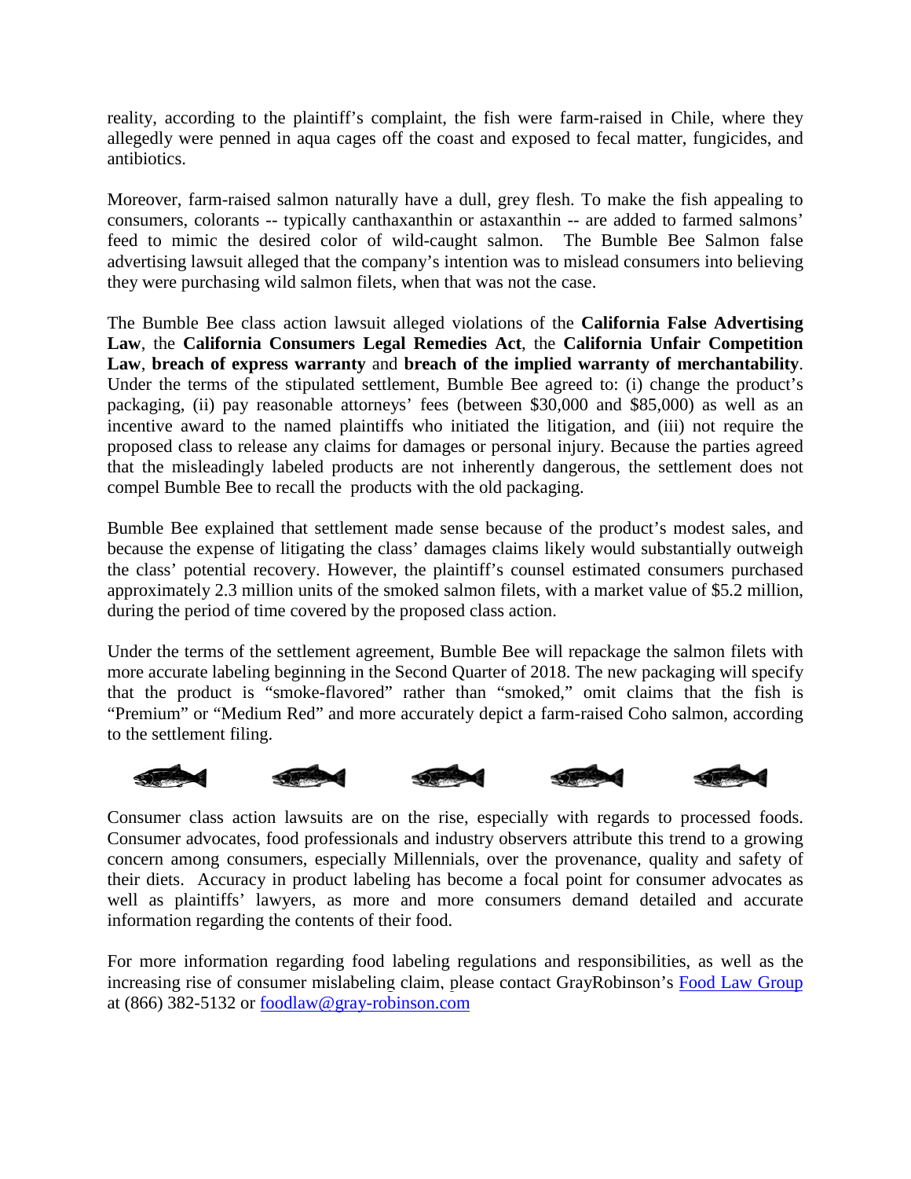reality, according to the plaintiff's complaint, the fish were farm-raised in Chile, where they allegedly were penned in aqua cages off the coast and exposed to fecal matter, fungicides, and antibiotics.

Moreover, farm-raised salmon naturally have a dull, grey flesh. To make the fish appealing to consumers, colorants -- typically canthaxanthin or astaxanthin -- are added to farmed salmons' feed to mimic the desired color of wild-caught salmon. The Bumble Bee Salmon false advertising lawsuit alleged that the company's intention was to mislead consumers into believing they were purchasing wild salmon filets, when that was not the case.

The Bumble Bee class action lawsuit alleged violations of the **California False Advertising Law**, the **California Consumers Legal Remedies Act**, the **California Unfair Competition Law**, **breach of express warranty** and **breach of the implied warranty of merchantability**. Under the terms of the stipulated settlement, Bumble Bee agreed to: (i) change the product's packaging, (ii) pay reasonable attorneys' fees (between $30,000 and $85,000) as well as an incentive award to the named plaintiffs who initiated the litigation, and (iii) not require the proposed class to release any claims for damages or personal injury. Because the parties agreed that the misleadingly labeled products are not inherently dangerous, the settlement does not compel Bumble Bee to recall the products with the old packaging.

Bumble Bee explained that settlement made sense because of the product's modest sales, and because the expense of litigating the class' damages claims likely would substantially outweigh the class' potential recovery. However, the plaintiff's counsel estimated consumers purchased approximately 2.3 million units of the smoked salmon filets, with a market value of $5.2 million, during the period of time covered by the proposed class action.

Under the terms of the settlement agreement, Bumble Bee will repackage the salmon filets with more accurate labeling beginning in the Second Quarter of 2018. The new packaging will specify that the product is "smoke-flavored" rather than "smoked," omit claims that the fish is "Premium" or "Medium Red" and more accurately depict a farm-raised Coho salmon, according to the settlement filing.

Consumer class action lawsuits are on the rise, especially with regards to processed foods. Consumer advocates, food professionals and industry observers attribute this trend to a growing concern among consumers, especially Millennials, over the provenance, quality and safety of their diets. Accuracy in product labeling has become a focal point for consumer advocates as well as plaintiffs' lawyers, as more and more consumers demand detailed and accurate information regarding the contents of their food.

For more information regarding food labeling regulations and responsibilities, as well as the increasing rise of consumer mislabeling claim, please contact GrayRobinson's Food Law Group at (866) 382-5132 or foodlaw@gray-robinson.com